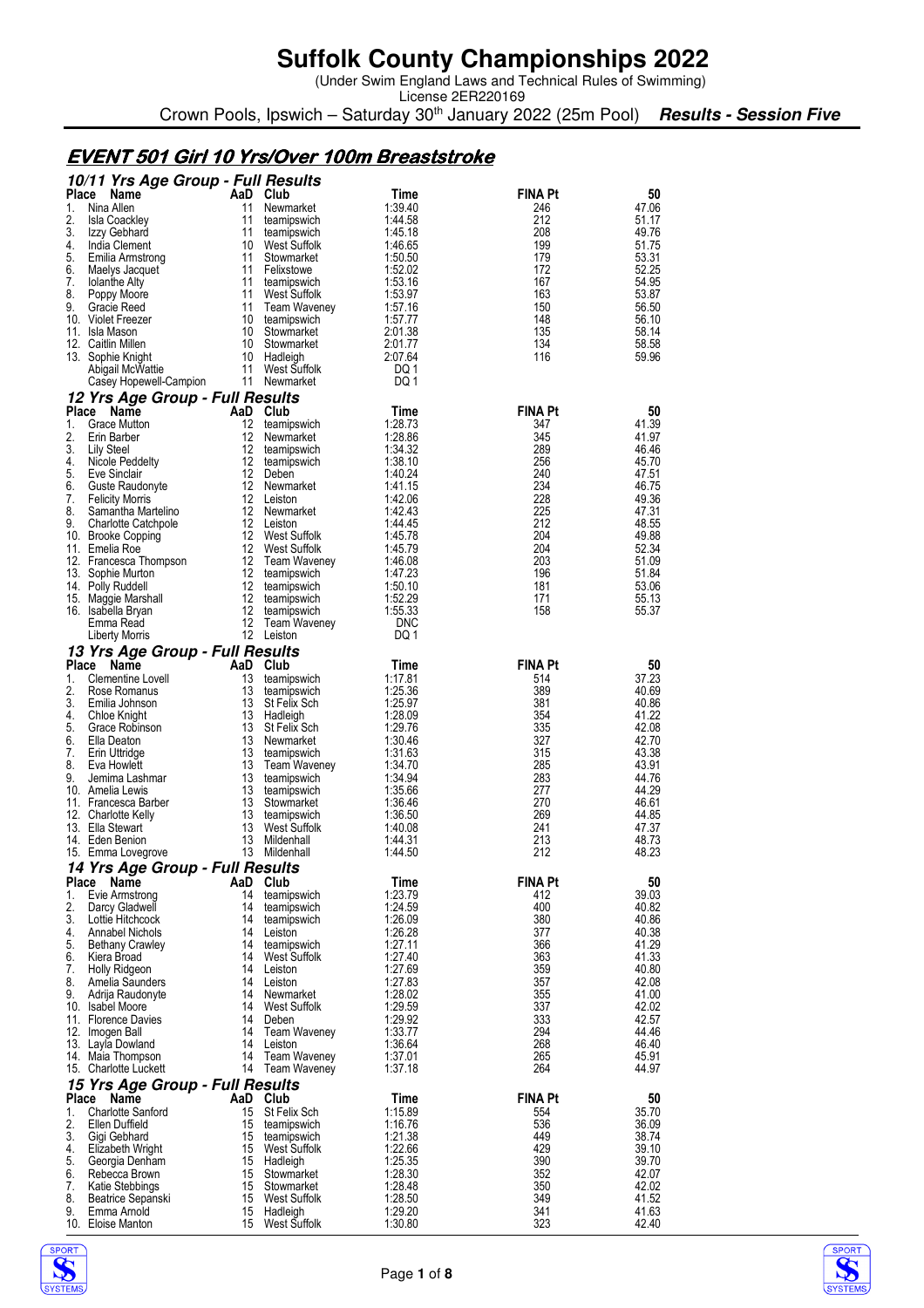# Suffolk County Championships 2022

(Under Swim England Laws and Technical Rules of Swimming)
License 2ER220169

Crown Pools, Ipswich – Saturday 30th January 2022 (25m Pool) ***Results - Session Five***

## EVENT 501 Girl 10 Yrs/Over 100m Breaststroke

### 10/11 Yrs Age Group - Full Results

| Place | Name | AaD | Club | Time | FINA Pt | 50 |
|---|---|---|---|---|---|---|
| 1. | Nina Allen | 11 | Newmarket | 1:39.40 | 246 | 47.06 |
| 2. | Isla Coackley | 11 | teamipswich | 1:44.58 | 212 | 51.17 |
| 3. | Izzy Gebhard | 11 | teamipswich | 1:45.18 | 208 | 49.76 |
| 4. | India Clement | 10 | West Suffolk | 1:46.65 | 199 | 51.75 |
| 5. | Emilia Armstrong | 11 | Stowmarket | 1:50.50 | 179 | 53.31 |
| 6. | Maelys Jacquet | 11 | Felixstowe | 1:52.02 | 172 | 52.25 |
| 7. | Iolanthe Alty | 11 | teamipswich | 1:53.16 | 167 | 54.95 |
| 8. | Poppy Moore | 11 | West Suffolk | 1:53.97 | 163 | 53.87 |
| 9. | Gracie Reed | 11 | Team Waveney | 1:57.16 | 150 | 56.50 |
| 10. | Violet Freezer | 10 | teamipswich | 1:57.77 | 148 | 56.10 |
| 11. | Isla Mason | 10 | Stowmarket | 2:01.38 | 135 | 58.14 |
| 12. | Caitlin Millen | 10 | Stowmarket | 2:01.77 | 134 | 58.58 |
| 13. | Sophie Knight | 10 | Hadleigh | 2:07.64 | 116 | 59.96 |
| | Abigail McWattie | 11 | West Suffolk | DQ 1 | | |
| | Casey Hopewell-Campion | 11 | Newmarket | DQ 1 | | |

### 12 Yrs Age Group - Full Results

| Place | Name | AaD | Club | Time | FINA Pt | 50 |
|---|---|---|---|---|---|---|
| 1. | Grace Mutton | 12 | teamipswich | 1:28.73 | 347 | 41.39 |
| 2. | Erin Barber | 12 | Newmarket | 1:28.86 | 345 | 41.97 |
| 3. | Lily Steel | 12 | teamipswich | 1:34.32 | 289 | 46.46 |
| 4. | Nicole Peddelty | 12 | teamipswich | 1:38.10 | 256 | 45.70 |
| 5. | Eve Sinclair | 12 | Deben | 1:40.24 | 240 | 47.51 |
| 6. | Guste Raudonyte | 12 | Newmarket | 1:41.15 | 234 | 46.75 |
| 7. | Felicity Morris | 12 | Leiston | 1:42.06 | 228 | 49.36 |
| 8. | Samantha Martelino | 12 | Newmarket | 1:42.43 | 225 | 47.31 |
| 9. | Charlotte Catchpole | 12 | Leiston | 1:44.45 | 212 | 48.55 |
| 10. | Brooke Copping | 12 | West Suffolk | 1:45.78 | 204 | 49.88 |
| 11. | Emelia Roe | 12 | West Suffolk | 1:45.79 | 204 | 52.34 |
| 12. | Francesca Thompson | 12 | Team Waveney | 1:46.08 | 203 | 51.09 |
| 13. | Sophie Murton | 12 | teamipswich | 1:47.23 | 196 | 51.84 |
| 14. | Polly Ruddell | 12 | teamipswich | 1:50.10 | 181 | 53.06 |
| 15. | Maggie Marshall | 12 | teamipswich | 1:52.29 | 171 | 55.13 |
| 16. | Isabella Bryan | 12 | teamipswich | 1:55.33 | 158 | 55.37 |
| | Emma Read | 12 | Team Waveney | DNC | | |
| | Liberty Morris | 12 | Leiston | DQ 1 | | |

### 13 Yrs Age Group - Full Results

| Place | Name | AaD | Club | Time | FINA Pt | 50 |
|---|---|---|---|---|---|---|
| 1. | Clementine Lovell | 13 | teamipswich | 1:17.81 | 514 | 37.23 |
| 2. | Rose Romanus | 13 | teamipswich | 1:25.36 | 389 | 40.69 |
| 3. | Emilia Johnson | 13 | St Felix Sch | 1:25.97 | 381 | 40.86 |
| 4. | Chloe Knight | 13 | Hadleigh | 1:28.09 | 354 | 41.22 |
| 5. | Grace Robinson | 13 | St Felix Sch | 1:29.76 | 335 | 42.08 |
| 6. | Ella Deaton | 13 | Newmarket | 1:30.46 | 327 | 42.70 |
| 7. | Erin Uttridge | 13 | teamipswich | 1:31.63 | 315 | 43.38 |
| 8. | Eva Howlett | 13 | Team Waveney | 1:34.70 | 285 | 43.91 |
| 9. | Jemima Lashmar | 13 | teamipswich | 1:34.94 | 283 | 44.76 |
| 10. | Amelia Lewis | 13 | teamipswich | 1:35.66 | 277 | 44.29 |
| 11. | Francesca Barber | 13 | Stowmarket | 1:36.46 | 270 | 46.61 |
| 12. | Charlotte Kelly | 13 | teamipswich | 1:36.50 | 269 | 44.85 |
| 13. | Ella Stewart | 13 | West Suffolk | 1:40.08 | 241 | 47.37 |
| 14. | Eden Benion | 13 | Mildenhall | 1:44.31 | 213 | 48.73 |
| 15. | Emma Lovegrove | 13 | Mildenhall | 1:44.50 | 212 | 48.23 |

### 14 Yrs Age Group - Full Results

| Place | Name | AaD | Club | Time | FINA Pt | 50 |
|---|---|---|---|---|---|---|
| 1. | Evie Armstrong | 14 | teamipswich | 1:23.79 | 412 | 39.03 |
| 2. | Darcy Gladwell | 14 | teamipswich | 1:24.59 | 400 | 40.82 |
| 3. | Lottie Hitchcock | 14 | teamipswich | 1:26.09 | 380 | 40.86 |
| 4. | Annabel Nichols | 14 | Leiston | 1:26.28 | 377 | 40.38 |
| 5. | Bethany Crawley | 14 | teamipswich | 1:27.11 | 366 | 41.29 |
| 6. | Kiera Broad | 14 | West Suffolk | 1:27.40 | 363 | 41.33 |
| 7. | Holly Ridgeon | 14 | Leiston | 1:27.69 | 359 | 40.80 |
| 8. | Amelia Saunders | 14 | Leiston | 1:27.83 | 357 | 42.08 |
| 9. | Adrija Raudonyte | 14 | Newmarket | 1:28.02 | 355 | 41.00 |
| 10. | Isabel Moore | 14 | West Suffolk | 1:29.59 | 337 | 42.02 |
| 11. | Florence Davies | 14 | Deben | 1:29.92 | 333 | 42.57 |
| 12. | Imogen Ball | 14 | Team Waveney | 1:33.77 | 294 | 44.46 |
| 13. | Layla Dowland | 14 | Leiston | 1:36.64 | 268 | 46.40 |
| 14. | Maia Thompson | 14 | Team Waveney | 1:37.01 | 265 | 45.91 |
| 15. | Charlotte Luckett | 14 | Team Waveney | 1:37.18 | 264 | 44.97 |

### 15 Yrs Age Group - Full Results

| Place | Name | AaD | Club | Time | FINA Pt | 50 |
|---|---|---|---|---|---|---|
| 1. | Charlotte Sanford | 15 | St Felix Sch | 1:15.89 | 554 | 35.70 |
| 2. | Ellen Duffield | 15 | teamipswich | 1:16.76 | 536 | 36.09 |
| 3. | Gigi Gebhard | 15 | teamipswich | 1:21.38 | 449 | 38.74 |
| 4. | Elizabeth Wright | 15 | West Suffolk | 1:22.66 | 429 | 39.10 |
| 5. | Georgia Denham | 15 | Hadleigh | 1:25.35 | 390 | 39.70 |
| 6. | Rebecca Brown | 15 | Stowmarket | 1:28.30 | 352 | 42.07 |
| 7. | Katie Stebbings | 15 | Stowmarket | 1:28.48 | 350 | 42.02 |
| 8. | Beatrice Sepanski | 15 | West Suffolk | 1:28.50 | 349 | 41.52 |
| 9. | Emma Arnold | 15 | Hadleigh | 1:29.20 | 341 | 41.63 |
| 10. | Eloise Manton | 15 | West Suffolk | 1:30.80 | 323 | 42.40 |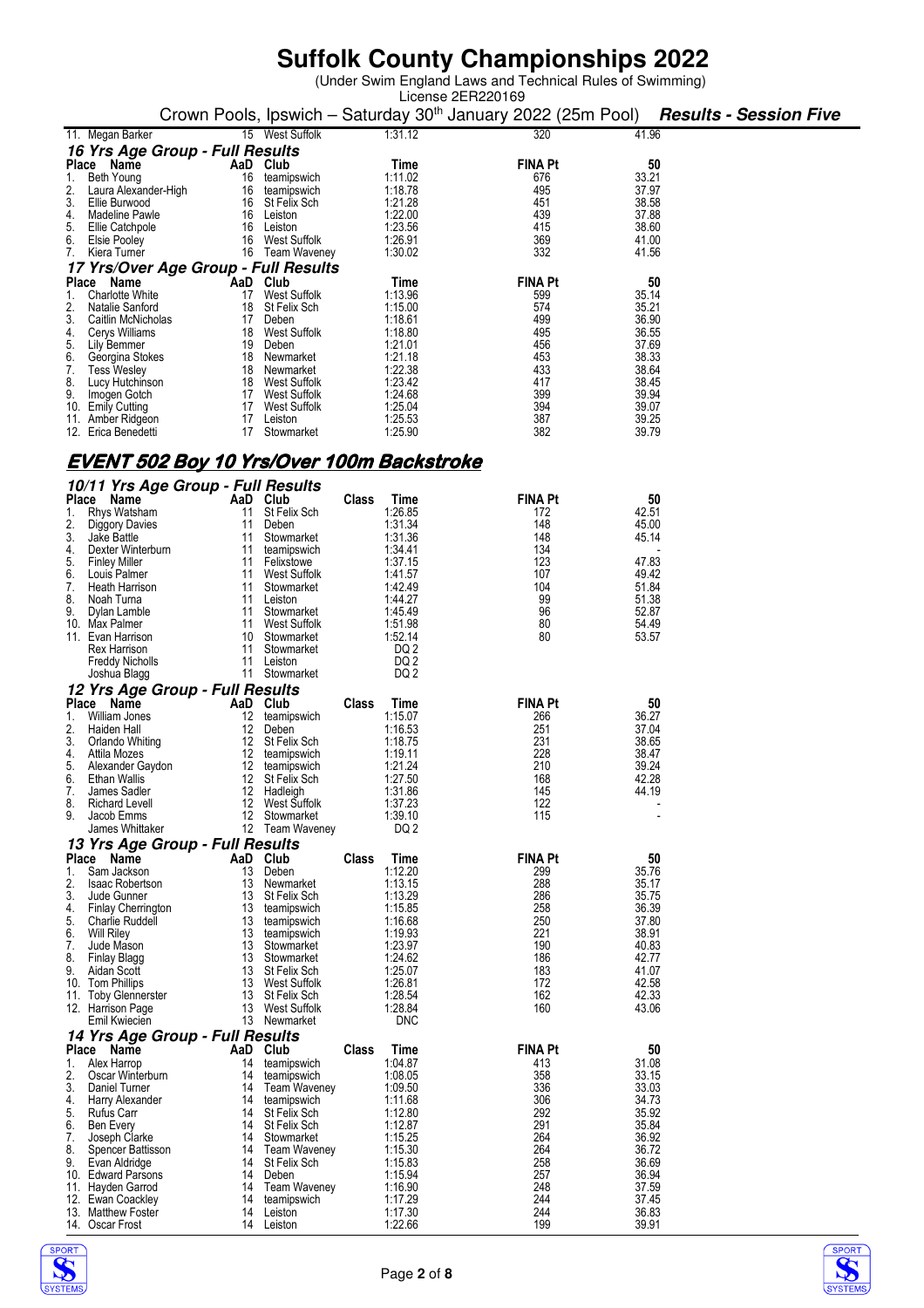# Suffolk County Championships 2022

(Under Swim England Laws and Technical Rules of Swimming)
License 2ER220169

Crown Pools, Ipswich – Saturday 30th January 2022 (25m Pool) ***Results - Session Five***

| Place | Name | AaD | Club | Time | FINA Pt | 50 |
|---|---|---|---|---|---|---|
| 11. | Megan Barker | 15 | West Suffolk | 1:31.12 | 320 | 41.96 |

### *16 Yrs Age Group - Full Results*

| Place | Name | AaD | Club | Time | FINA Pt | 50 |
|---|---|---|---|---|---|---|
| 1. | Beth Young | 16 | teamipswich | 1:11.02 | 676 | 33.21 |
| 2. | Laura Alexander-High | 16 | teamipswich | 1:18.78 | 495 | 37.97 |
| 3. | Ellie Burwood | 16 | St Felix Sch | 1:21.28 | 451 | 38.58 |
| 4. | Madeline Pawle | 16 | Leiston | 1:22.00 | 439 | 37.88 |
| 5. | Ellie Catchpole | 16 | Leiston | 1:23.56 | 415 | 38.60 |
| 6. | Elsie Pooley | 16 | West Suffolk | 1:26.91 | 369 | 41.00 |
| 7. | Kiera Turner | 16 | Team Waveney | 1:30.02 | 332 | 41.56 |

### *17 Yrs/Over Age Group - Full Results*

| Place | Name | AaD | Club | Time | FINA Pt | 50 |
|---|---|---|---|---|---|---|
| 1. | Charlotte White | 17 | West Suffolk | 1:13.96 | 599 | 35.14 |
| 2. | Natalie Sanford | 18 | St Felix Sch | 1:15.00 | 574 | 35.21 |
| 3. | Caitlin McNicholas | 17 | Deben | 1:18.61 | 499 | 36.90 |
| 4. | Cerys Williams | 18 | West Suffolk | 1:18.80 | 495 | 36.55 |
| 5. | Lily Bemmer | 19 | Deben | 1:21.01 | 456 | 37.69 |
| 6. | Georgina Stokes | 18 | Newmarket | 1:21.18 | 453 | 38.33 |
| 7. | Tess Wesley | 18 | Newmarket | 1:22.38 | 433 | 38.64 |
| 8. | Lucy Hutchinson | 18 | West Suffolk | 1:23.42 | 417 | 38.45 |
| 9. | Imogen Gotch | 17 | West Suffolk | 1:24.68 | 399 | 39.94 |
| 10. | Emily Cutting | 17 | West Suffolk | 1:25.04 | 394 | 39.07 |
| 11. | Amber Ridgeon | 17 | Leiston | 1:25.53 | 387 | 39.25 |
| 12. | Erica Benedetti | 17 | Stowmarket | 1:25.90 | 382 | 39.79 |

## *EVENT 502 Boy 10 Yrs/Over 100m Backstroke*

### *10/11 Yrs Age Group - Full Results*

| Place | Name | AaD | Club | Class | Time | FINA Pt | 50 |
|---|---|---|---|---|---|---|---|
| 1. | Rhys Watsham | 11 | St Felix Sch | | 1:26.85 | 172 | 42.51 |
| 2. | Diggory Davies | 11 | Deben | | 1:31.34 | 148 | 45.00 |
| 3. | Jake Battle | 11 | Stowmarket | | 1:31.36 | 148 | 45.14 |
| 4. | Dexter Winterburn | 11 | teamipswich | | 1:34.41 | 134 | - |
| 5. | Finley Miller | 11 | Felixstowe | | 1:37.15 | 123 | 47.83 |
| 6. | Louis Palmer | 11 | West Suffolk | | 1:41.57 | 107 | 49.42 |
| 7. | Heath Harrison | 11 | Stowmarket | | 1:42.49 | 104 | 51.84 |
| 8. | Noah Turna | 11 | Leiston | | 1:44.27 | 99 | 51.38 |
| 9. | Dylan Lamble | 11 | Stowmarket | | 1:45.49 | 96 | 52.87 |
| 10. | Max Palmer | 11 | West Suffolk | | 1:51.98 | 80 | 54.49 |
| 11. | Evan Harrison | 10 | Stowmarket | | 1:52.14 | 80 | 53.57 |
| | Rex Harrison | 11 | Stowmarket | | DQ 2 | | |
| | Freddy Nicholls | 11 | Leiston | | DQ 2 | | |
| | Joshua Blagg | 11 | Stowmarket | | DQ 2 | | |

### *12 Yrs Age Group - Full Results*

| Place | Name | AaD | Club | Class | Time | FINA Pt | 50 |
|---|---|---|---|---|---|---|---|
| 1. | William Jones | 12 | teamipswich | | 1:15.07 | 266 | 36.27 |
| 2. | Haiden Hall | 12 | Deben | | 1:16.53 | 251 | 37.04 |
| 3. | Orlando Whiting | 12 | St Felix Sch | | 1:18.75 | 231 | 38.65 |
| 4. | Attila Mozes | 12 | teamipswich | | 1:19.11 | 228 | 38.47 |
| 5. | Alexander Gaydon | 12 | teamipswich | | 1:21.24 | 210 | 39.24 |
| 6. | Ethan Wallis | 12 | St Felix Sch | | 1:27.50 | 168 | 42.28 |
| 7. | James Sadler | 12 | Hadleigh | | 1:31.86 | 145 | 44.19 |
| 8. | Richard Levell | 12 | West Suffolk | | 1:37.23 | 122 | - |
| 9. | Jacob Emms | 12 | Stowmarket | | 1:39.10 | 115 | - |
| | James Whittaker | 12 | Team Waveney | | DQ 2 | | |

### *13 Yrs Age Group - Full Results*

| Place | Name | AaD | Club | Class | Time | FINA Pt | 50 |
|---|---|---|---|---|---|---|---|
| 1. | Sam Jackson | 13 | Deben | | 1:12.20 | 299 | 35.76 |
| 2. | Isaac Robertson | 13 | Newmarket | | 1:13.15 | 288 | 35.17 |
| 3. | Jude Gunner | 13 | St Felix Sch | | 1:13.29 | 286 | 35.75 |
| 4. | Finlay Cherrington | 13 | teamipswich | | 1:15.85 | 258 | 36.39 |
| 5. | Charlie Ruddell | 13 | teamipswich | | 1:16.68 | 250 | 37.80 |
| 6. | Will Riley | 13 | teamipswich | | 1:19.93 | 221 | 38.91 |
| 7. | Jude Mason | 13 | Stowmarket | | 1:23.97 | 190 | 40.83 |
| 8. | Finlay Blagg | 13 | Stowmarket | | 1:24.62 | 186 | 42.77 |
| 9. | Aidan Scott | 13 | St Felix Sch | | 1:25.07 | 183 | 41.07 |
| 10. | Tom Phillips | 13 | West Suffolk | | 1:26.81 | 172 | 42.58 |
| 11. | Toby Glennerster | 13 | St Felix Sch | | 1:28.54 | 162 | 42.33 |
| 12. | Harrison Page | 13 | West Suffolk | | 1:28.84 | 160 | 43.06 |
| | Emil Kwiecien | 13 | Newmarket | | DNC | | |

### *14 Yrs Age Group - Full Results*

| Place | Name | AaD | Club | Class | Time | FINA Pt | 50 |
|---|---|---|---|---|---|---|---|
| 1. | Alex Harrop | 14 | teamipswich | | 1:04.87 | 413 | 31.08 |
| 2. | Oscar Winterburn | 14 | teamipswich | | 1:08.05 | 358 | 33.15 |
| 3. | Daniel Turner | 14 | Team Waveney | | 1:09.50 | 336 | 33.03 |
| 4. | Harry Alexander | 14 | teamipswich | | 1:11.68 | 306 | 34.73 |
| 5. | Rufus Carr | 14 | St Felix Sch | | 1:12.80 | 292 | 35.92 |
| 6. | Ben Every | 14 | St Felix Sch | | 1:12.87 | 291 | 35.84 |
| 7. | Joseph Clarke | 14 | Stowmarket | | 1:15.25 | 264 | 36.92 |
| 8. | Spencer Battisson | 14 | Team Waveney | | 1:15.30 | 264 | 36.72 |
| 9. | Evan Aldridge | 14 | St Felix Sch | | 1:15.83 | 258 | 36.69 |
| 10. | Edward Parsons | 14 | Deben | | 1:15.94 | 257 | 36.94 |
| 11. | Hayden Garrod | 14 | Team Waveney | | 1:16.90 | 248 | 37.59 |
| 12. | Ewan Coackley | 14 | teamipswich | | 1:17.29 | 244 | 37.45 |
| 13. | Matthew Foster | 14 | Leiston | | 1:17.30 | 244 | 36.83 |
| 14. | Oscar Frost | 14 | Leiston | | 1:22.66 | 199 | 39.91 |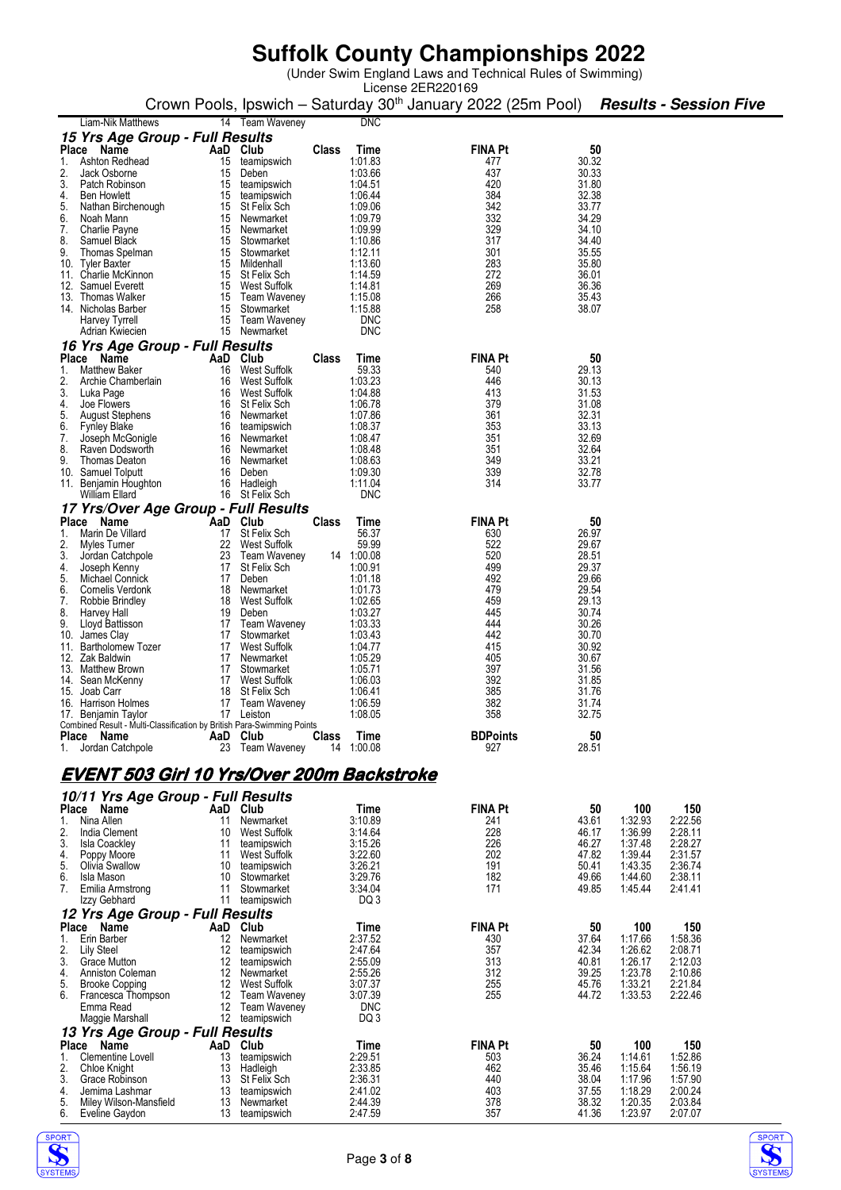# Suffolk County Championships 2022

(Under Swim England Laws and Technical Rules of Swimming)
License 2ER220169

Crown Pools, Ipswich – Saturday 30th January 2022 (25m Pool) ***Results - Session Five***

| Place | Name | AaD | Club | Class | Time | FINA Pt | 50 |
|---|---|---|---|---|---|---|---|
| | Liam-Nik Matthews | 14 | Team Waveney | | DNC | | |

### 15 Yrs Age Group - Full Results

| Place | Name | AaD | Club | Class | Time | FINA Pt | 50 |
|---|---|---|---|---|---|---|---|
| 1. | Ashton Redhead | 15 | teamipswich | | 1:01.83 | 477 | 30.32 |
| 2. | Jack Osborne | 15 | Deben | | 1:03.66 | 437 | 30.33 |
| 3. | Patch Robinson | 15 | teamipswich | | 1:04.51 | 420 | 31.80 |
| 4. | Ben Howlett | 15 | teamipswich | | 1:06.44 | 384 | 32.38 |
| 5. | Nathan Birchenough | 15 | St Felix Sch | | 1:09.06 | 342 | 33.77 |
| 6. | Noah Mann | 15 | Newmarket | | 1:09.79 | 332 | 34.29 |
| 7. | Charlie Payne | 15 | Newmarket | | 1:09.99 | 329 | 34.10 |
| 8. | Samuel Black | 15 | Stowmarket | | 1:10.86 | 317 | 34.40 |
| 9. | Thomas Spelman | 15 | Stowmarket | | 1:12.11 | 301 | 35.55 |
| 10. | Tyler Baxter | 15 | Mildenhall | | 1:13.60 | 283 | 35.80 |
| 11. | Charlie McKinnon | 15 | St Felix Sch | | 1:14.59 | 272 | 36.01 |
| 12. | Samuel Everett | 15 | West Suffolk | | 1:14.81 | 269 | 36.36 |
| 13. | Thomas Walker | 15 | Team Waveney | | 1:15.08 | 266 | 35.43 |
| 14. | Nicholas Barber | 15 | Stowmarket | | 1:15.88 | 258 | 38.07 |
| | Harvey Tyrrell | 15 | Team Waveney | | DNC | | |
| | Adrian Kwiecien | 15 | Newmarket | | DNC | | |

### 16 Yrs Age Group - Full Results

| Place | Name | AaD | Club | Class | Time | FINA Pt | 50 |
|---|---|---|---|---|---|---|---|
| 1. | Matthew Baker | 16 | West Suffolk | | 59.33 | 540 | 29.13 |
| 2. | Archie Chamberlain | 16 | West Suffolk | | 1:03.23 | 446 | 30.13 |
| 3. | Luka Page | 16 | West Suffolk | | 1:04.88 | 413 | 31.53 |
| 4. | Joe Flowers | 16 | St Felix Sch | | 1:06.78 | 379 | 31.08 |
| 5. | August Stephens | 16 | Newmarket | | 1:07.86 | 361 | 32.31 |
| 6. | Fynley Blake | 16 | teamipswich | | 1:08.37 | 353 | 33.13 |
| 7. | Joseph McGonigle | 16 | Newmarket | | 1:08.47 | 351 | 32.69 |
| 8. | Raven Dodsworth | 16 | Newmarket | | 1:08.48 | 351 | 32.64 |
| 9. | Thomas Deaton | 16 | Newmarket | | 1:08.63 | 349 | 33.21 |
| 10. | Samuel Tolputt | 16 | Deben | | 1:09.30 | 339 | 32.78 |
| 11. | Benjamin Houghton | 16 | Hadleigh | | 1:11.04 | 314 | 33.77 |
| | William Ellard | 16 | St Felix Sch | | DNC | | |

### 17 Yrs/Over Age Group - Full Results

| Place | Name | AaD | Club | Class | Time | FINA Pt | 50 |
|---|---|---|---|---|---|---|---|
| 1. | Marin De Villard | 17 | St Felix Sch | | 56.37 | 630 | 26.97 |
| 2. | Myles Turner | 22 | West Suffolk | | 59.99 | 522 | 29.67 |
| 3. | Jordan Catchpole | 23 | Team Waveney | 14 | 1:00.08 | 520 | 28.51 |
| 4. | Joseph Kenny | 17 | St Felix Sch | | 1:00.91 | 499 | 29.37 |
| 5. | Michael Connick | 17 | Deben | | 1:01.18 | 492 | 29.66 |
| 6. | Cornelis Verdonk | 18 | Newmarket | | 1:01.73 | 479 | 29.54 |
| 7. | Robbie Brindley | 18 | West Suffolk | | 1:02.65 | 459 | 29.13 |
| 8. | Harvey Hall | 19 | Deben | | 1:03.27 | 445 | 30.74 |
| 9. | Lloyd Battisson | 17 | Team Waveney | | 1:03.33 | 444 | 30.26 |
| 10. | James Clay | 17 | Stowmarket | | 1:03.43 | 442 | 30.70 |
| 11. | Bartholomew Tozer | 17 | West Suffolk | | 1:04.77 | 415 | 30.92 |
| 12. | Zak Baldwin | 17 | Newmarket | | 1:05.29 | 405 | 30.67 |
| 13. | Matthew Brown | 17 | Stowmarket | | 1:05.71 | 397 | 31.56 |
| 14. | Sean McKenny | 17 | West Suffolk | | 1:06.03 | 392 | 31.85 |
| 15. | Joab Carr | 18 | St Felix Sch | | 1:06.41 | 385 | 31.76 |
| 16. | Harrison Holmes | 17 | Team Waveney | | 1:06.59 | 382 | 31.74 |
| 17. | Benjamin Taylor | 17 | Leiston | | 1:08.05 | 358 | 32.75 |

Combined Result - Multi-Classification by British Para-Swimming Points

| Place | Name | AaD | Club | Class | Time | BDPoints | 50 |
|---|---|---|---|---|---|---|---|
| 1. | Jordan Catchpole | 23 | Team Waveney | 14 | 1:00.08 | 927 | 28.51 |

## EVENT 503 Girl 10 Yrs/Over 200m Backstroke

### 10/11 Yrs Age Group - Full Results

| Place | Name | AaD | Club | Time | FINA Pt | 50 | 100 | 150 |
|---|---|---|---|---|---|---|---|---|
| 1. | Nina Allen | 11 | Newmarket | 3:10.89 | 241 | 43.61 | 1:32.93 | 2:22.56 |
| 2. | India Clement | 10 | West Suffolk | 3:14.64 | 228 | 46.17 | 1:36.99 | 2:28.11 |
| 3. | Isla Coackley | 11 | teamipswich | 3:15.26 | 226 | 46.27 | 1:37.48 | 2:28.27 |
| 4. | Poppy Moore | 11 | West Suffolk | 3:22.60 | 202 | 47.82 | 1:39.44 | 2:31.57 |
| 5. | Olivia Swallow | 10 | teamipswich | 3:26.21 | 191 | 50.41 | 1:43.35 | 2:36.74 |
| 6. | Isla Mason | 10 | Stowmarket | 3:29.76 | 182 | 49.66 | 1:44.60 | 2:38.11 |
| 7. | Emilia Armstrong | 11 | Stowmarket | 3:34.04 | 171 | 49.85 | 1:45.44 | 2:41.41 |
| | Izzy Gebhard | 11 | teamipswich | DQ 3 | | | | |

### 12 Yrs Age Group - Full Results

| Place | Name | AaD | Club | Time | FINA Pt | 50 | 100 | 150 |
|---|---|---|---|---|---|---|---|---|
| 1. | Erin Barber | 12 | Newmarket | 2:37.52 | 430 | 37.64 | 1:17.66 | 1:58.36 |
| 2. | Lily Steel | 12 | teamipswich | 2:47.64 | 357 | 42.34 | 1:26.62 | 2:08.71 |
| 3. | Grace Mutton | 12 | teamipswich | 2:55.09 | 313 | 40.81 | 1:26.17 | 2:12.03 |
| 4. | Anniston Coleman | 12 | Newmarket | 2:55.26 | 312 | 39.25 | 1:23.78 | 2:10.86 |
| 5. | Brooke Copping | 12 | West Suffolk | 3:07.37 | 255 | 45.76 | 1:33.21 | 2:21.84 |
| 6. | Francesca Thompson | 12 | Team Waveney | 3:07.39 | 255 | 44.72 | 1:33.53 | 2:22.46 |
| | Emma Read | 12 | Team Waveney | DNC | | | | |
| | Maggie Marshall | 12 | teamipswich | DQ 3 | | | | |

### 13 Yrs Age Group - Full Results

| Place | Name | AaD | Club | Time | FINA Pt | 50 | 100 | 150 |
|---|---|---|---|---|---|---|---|---|
| 1. | Clementine Lovell | 13 | teamipswich | 2:29.51 | 503 | 36.24 | 1:14.61 | 1:52.86 |
| 2. | Chloe Knight | 13 | Hadleigh | 2:33.85 | 462 | 35.46 | 1:15.64 | 1:56.19 |
| 3. | Grace Robinson | 13 | St Felix Sch | 2:36.31 | 440 | 38.04 | 1:17.96 | 1:57.90 |
| 4. | Jemima Lashmar | 13 | teamipswich | 2:41.02 | 403 | 37.55 | 1:18.29 | 2:00.24 |
| 5. | Miley Wilson-Mansfield | 13 | Newmarket | 2:44.39 | 378 | 38.32 | 1:20.35 | 2:03.84 |
| 6. | Eveline Gaydon | 13 | teamipswich | 2:47.59 | 357 | 41.36 | 1:23.97 | 2:07.07 |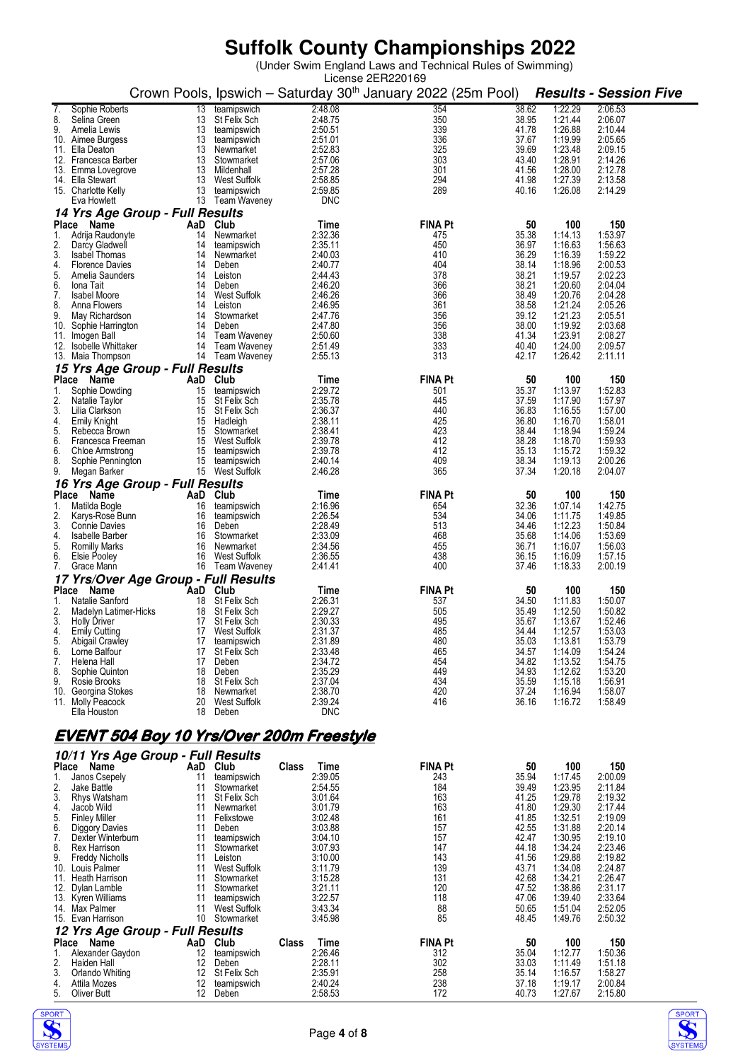# Suffolk County Championships 2022

(Under Swim England Laws and Technical Rules of Swimming)
License 2ER220169

Crown Pools, Ipswich – Saturday 30th January 2022 (25m Pool) ***Results - Session Five***

| Place | Name | AaD | Club | Time | FINA Pt | 50 | 100 | 150 |
|---|---|---|---|---|---|---|---|---|
| 7. | Sophie Roberts | 13 | teamipswich | 2:48.08 | 354 | 38.62 | 1:22.29 | 2:06.53 |
| 8. | Selina Green | 13 | St Felix Sch | 2:48.75 | 350 | 38.95 | 1:21.44 | 2:06.07 |
| 9. | Amelia Lewis | 13 | teamipswich | 2:50.51 | 339 | 41.78 | 1:26.88 | 2:10.44 |
| 10. | Aimee Burgess | 13 | teamipswich | 2:51.01 | 336 | 37.67 | 1:19.99 | 2:05.65 |
| 11. | Ella Deaton | 13 | Newmarket | 2:52.83 | 325 | 39.69 | 1:23.48 | 2:09.15 |
| 12. | Francesca Barber | 13 | Stowmarket | 2:57.06 | 303 | 43.40 | 1:28.91 | 2:14.26 |
| 13. | Emma Lovegrove | 13 | Mildenhall | 2:57.28 | 301 | 41.56 | 1:28.00 | 2:12.78 |
| 14. | Ella Stewart | 13 | West Suffolk | 2:58.85 | 294 | 41.98 | 1:27.39 | 2:13.58 |
| 15. | Charlotte Kelly | 13 | teamipswich | 2:59.85 | 289 | 40.16 | 1:26.08 | 2:14.29 |
| | Eva Howlett | 13 | Team Waveney | DNC | | | | |

### 14 Yrs Age Group - Full Results

| Place | Name | AaD | Club | Time | FINA Pt | 50 | 100 | 150 |
|---|---|---|---|---|---|---|---|---|
| 1. | Adrija Raudonyte | 14 | Newmarket | 2:32.36 | 475 | 35.38 | 1:14.13 | 1:53.97 |
| 2. | Darcy Gladwell | 14 | teamipswich | 2:35.11 | 450 | 36.97 | 1:16.63 | 1:56.63 |
| 3. | Isabel Thomas | 14 | Newmarket | 2:40.03 | 410 | 36.29 | 1:16.39 | 1:59.22 |
| 4. | Florence Davies | 14 | Deben | 2:40.77 | 404 | 38.14 | 1:18.96 | 2:00.53 |
| 5. | Amelia Saunders | 14 | Leiston | 2:44.43 | 378 | 38.21 | 1:19.57 | 2:02.23 |
| 6. | Iona Tait | 14 | Deben | 2:46.20 | 366 | 38.21 | 1:20.60 | 2:04.04 |
| 7. | Isabel Moore | 14 | West Suffolk | 2:46.26 | 366 | 38.49 | 1:20.76 | 2:04.28 |
| 8. | Anna Flowers | 14 | Leiston | 2:46.95 | 361 | 38.58 | 1:21.24 | 2:05.26 |
| 9. | May Richardson | 14 | Stowmarket | 2:47.76 | 356 | 39.12 | 1:21.23 | 2:05.51 |
| 10. | Sophie Harrington | 14 | Deben | 2:47.80 | 356 | 38.00 | 1:19.92 | 2:03.68 |
| 11. | Imogen Ball | 14 | Team Waveney | 2:50.60 | 338 | 41.34 | 1:23.91 | 2:08.27 |
| 12. | Isobelle Whittaker | 14 | Team Waveney | 2:51.49 | 333 | 40.40 | 1:24.00 | 2:09.57 |
| 13. | Maia Thompson | 14 | Team Waveney | 2:55.13 | 313 | 42.17 | 1:26.42 | 2:11.11 |

### 15 Yrs Age Group - Full Results

| Place | Name | AaD | Club | Time | FINA Pt | 50 | 100 | 150 |
|---|---|---|---|---|---|---|---|---|
| 1. | Sophie Dowding | 15 | teamipswich | 2:29.72 | 501 | 35.37 | 1:13.97 | 1:52.83 |
| 2. | Natalie Taylor | 15 | St Felix Sch | 2:35.78 | 445 | 37.59 | 1:17.90 | 1:57.97 |
| 3. | Lilia Clarkson | 15 | St Felix Sch | 2:36.37 | 440 | 36.83 | 1:16.55 | 1:57.00 |
| 4. | Emily Knight | 15 | Hadleigh | 2:38.11 | 425 | 36.80 | 1:16.70 | 1:58.01 |
| 5. | Rebecca Brown | 15 | Stowmarket | 2:38.41 | 423 | 38.44 | 1:18.94 | 1:59.24 |
| 6. | Francesca Freeman | 15 | West Suffolk | 2:39.78 | 412 | 38.28 | 1:18.70 | 1:59.93 |
| 6. | Chloe Armstrong | 15 | teamipswich | 2:39.78 | 412 | 35.13 | 1:15.72 | 1:59.32 |
| 8. | Sophie Pennington | 15 | teamipswich | 2:40.14 | 409 | 38.34 | 1:19.13 | 2:00.26 |
| 9. | Megan Barker | 15 | West Suffolk | 2:46.28 | 365 | 37.34 | 1:20.18 | 2:04.07 |

### 16 Yrs Age Group - Full Results

| Place | Name | AaD | Club | Time | FINA Pt | 50 | 100 | 150 |
|---|---|---|---|---|---|---|---|---|
| 1. | Matilda Bogle | 16 | teamipswich | 2:16.96 | 654 | 32.36 | 1:07.14 | 1:42.75 |
| 2. | Karys-Rose Bunn | 16 | teamipswich | 2:26.54 | 534 | 34.06 | 1:11.75 | 1:49.85 |
| 3. | Connie Davies | 16 | Deben | 2:28.49 | 513 | 34.46 | 1:12.23 | 1:50.84 |
| 4. | Isabelle Barber | 16 | Stowmarket | 2:33.09 | 468 | 35.68 | 1:14.06 | 1:53.69 |
| 5. | Romilly Marks | 16 | Newmarket | 2:34.56 | 455 | 36.71 | 1:16.07 | 1:56.03 |
| 6. | Elsie Pooley | 16 | West Suffolk | 2:36.55 | 438 | 36.15 | 1:16.09 | 1:57.15 |
| 7. | Grace Mann | 16 | Team Waveney | 2:41.41 | 400 | 37.46 | 1:18.33 | 2:00.19 |

### 17 Yrs/Over Age Group - Full Results

| Place | Name | AaD | Club | Time | FINA Pt | 50 | 100 | 150 |
|---|---|---|---|---|---|---|---|---|
| 1. | Natalie Sanford | 18 | St Felix Sch | 2:26.31 | 537 | 34.50 | 1:11.83 | 1:50.07 |
| 2. | Madelyn Latimer-Hicks | 18 | St Felix Sch | 2:29.27 | 505 | 35.49 | 1:12.50 | 1:50.82 |
| 3. | Holly Driver | 17 | St Felix Sch | 2:30.33 | 495 | 35.67 | 1:13.67 | 1:52.46 |
| 4. | Emily Cutting | 17 | West Suffolk | 2:31.37 | 485 | 34.44 | 1:12.57 | 1:53.03 |
| 5. | Abigail Crawley | 17 | teamipswich | 2:31.89 | 480 | 35.03 | 1:13.81 | 1:53.79 |
| 6. | Lorne Balfour | 17 | St Felix Sch | 2:33.48 | 465 | 34.57 | 1:14.09 | 1:54.24 |
| 7. | Helena Hall | 17 | Deben | 2:34.72 | 454 | 34.82 | 1:13.52 | 1:54.75 |
| 8. | Sophie Quinton | 18 | Deben | 2:35.29 | 449 | 34.93 | 1:12.62 | 1:53.20 |
| 9. | Rosie Brooks | 18 | St Felix Sch | 2:37.04 | 434 | 35.59 | 1:15.18 | 1:56.91 |
| 10. | Georgina Stokes | 18 | Newmarket | 2:38.70 | 420 | 37.24 | 1:16.94 | 1:58.07 |
| 11. | Molly Peacock | 20 | West Suffolk | 2:39.24 | 416 | 36.16 | 1:16.72 | 1:58.49 |
| | Ella Houston | 18 | Deben | DNC | | | | |

## EVENT 504 Boy 10 Yrs/Over 200m Freestyle

### 10/11 Yrs Age Group - Full Results

| Place | Name | AaD | Club | Class | Time | FINA Pt | 50 | 100 | 150 |
|---|---|---|---|---|---|---|---|---|---|
| 1. | Janos Csepely | 11 | teamipswich | | 2:39.05 | 243 | 35.94 | 1:17.45 | 2:00.09 |
| 2. | Jake Battle | 11 | Stowmarket | | 2:54.55 | 184 | 39.49 | 1:23.95 | 2:11.84 |
| 3. | Rhys Watsham | 11 | St Felix Sch | | 3:01.64 | 163 | 41.25 | 1:29.78 | 2:19.32 |
| 4. | Jacob Wild | 11 | Newmarket | | 3:01.79 | 163 | 41.80 | 1:29.30 | 2:17.44 |
| 5. | Finley Miller | 11 | Felixstowe | | 3:02.48 | 161 | 41.85 | 1:32.51 | 2:19.09 |
| 6. | Diggory Davies | 11 | Deben | | 3:03.88 | 157 | 42.55 | 1:31.88 | 2:20.14 |
| 7. | Dexter Winterburn | 11 | teamipswich | | 3:04.10 | 157 | 42.47 | 1:30.95 | 2:19.10 |
| 8. | Rex Harrison | 11 | Stowmarket | | 3:07.93 | 147 | 44.18 | 1:34.24 | 2:23.46 |
| 9. | Freddy Nicholls | 11 | Leiston | | 3:10.00 | 143 | 41.56 | 1:29.88 | 2:19.82 |
| 10. | Louis Palmer | 11 | West Suffolk | | 3:11.79 | 139 | 43.71 | 1:34.08 | 2:24.87 |
| 11. | Heath Harrison | 11 | Stowmarket | | 3:15.28 | 131 | 42.68 | 1:34.21 | 2:26.47 |
| 12. | Dylan Lamble | 11 | Stowmarket | | 3:21.11 | 120 | 47.52 | 1:38.86 | 2:31.17 |
| 13. | Kyren Williams | 11 | teamipswich | | 3:22.57 | 118 | 47.06 | 1:39.40 | 2:33.64 |
| 14. | Max Palmer | 11 | West Suffolk | | 3:43.34 | 88 | 50.65 | 1:51.04 | 2:52.05 |
| 15. | Evan Harrison | 10 | Stowmarket | | 3:45.98 | 85 | 48.45 | 1:49.76 | 2:50.32 |

### 12 Yrs Age Group - Full Results

| Place | Name | AaD | Club | Class | Time | FINA Pt | 50 | 100 | 150 |
|---|---|---|---|---|---|---|---|---|---|
| 1. | Alexander Gaydon | 12 | teamipswich | | 2:26.46 | 312 | 35.04 | 1:12.77 | 1:50.36 |
| 2. | Haiden Hall | 12 | Deben | | 2:28.11 | 302 | 33.03 | 1:11.49 | 1:51.18 |
| 3. | Orlando Whiting | 12 | St Felix Sch | | 2:35.91 | 258 | 35.14 | 1:16.57 | 1:58.27 |
| 4. | Attila Mozes | 12 | teamipswich | | 2:40.24 | 238 | 37.18 | 1:19.17 | 2:00.84 |
| 5. | Oliver Butt | 12 | Deben | | 2:58.53 | 172 | 40.73 | 1:27.67 | 2:15.80 |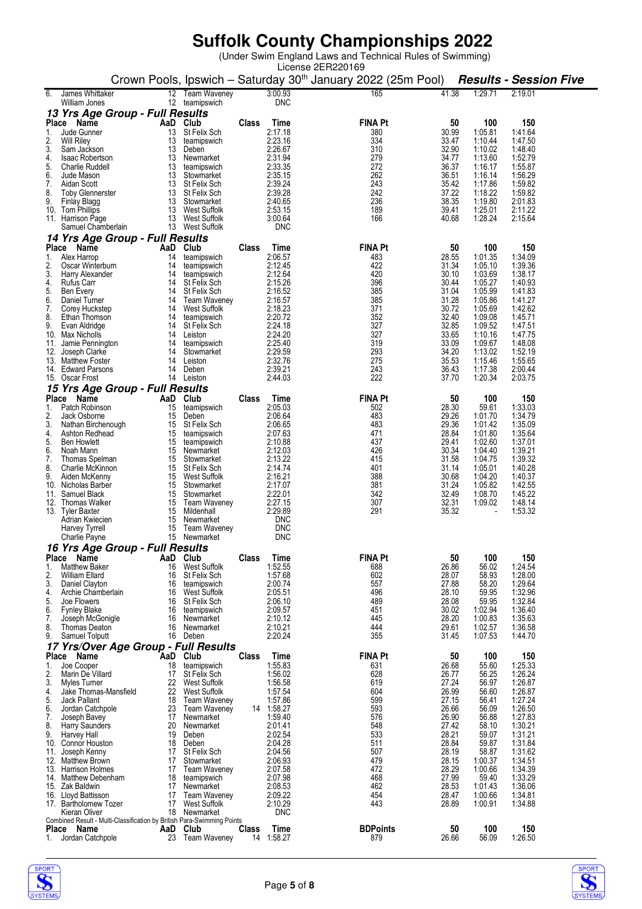# Suffolk County Championships 2022

(Under Swim England Laws and Technical Rules of Swimming)
License 2ER220169

Crown Pools, Ipswich – Saturday 30th January 2022 (25m Pool) ***Results - Session Five***

| Place | Name | AaD | Club | Class | Time | FINA Pt | 50 | 100 | 150 |
|---|---|---|---|---|---|---|---|---|---|
| 6. | James Whittaker | 12 | Team Waveney | | 3:00.93 | 165 | 41.38 | 1:29.71 | 2:19.01 |
| | William Jones | 12 | teamipswich | | DNC | | | | |

### 13 Yrs Age Group - Full Results

| Place | Name | AaD | Club | Class | Time | FINA Pt | 50 | 100 | 150 |
|---|---|---|---|---|---|---|---|---|---|
| 1. | Jude Gunner | 13 | St Felix Sch | | 2:17.18 | 380 | 30.99 | 1:05.81 | 1:41.64 |
| 2. | Will Riley | 13 | teamipswich | | 2:23.16 | 334 | 33.47 | 1:10.44 | 1:47.50 |
| 3. | Sam Jackson | 13 | Deben | | 2:26.67 | 310 | 32.90 | 1:10.02 | 1:48.40 |
| 4. | Isaac Robertson | 13 | Newmarket | | 2:31.94 | 279 | 34.77 | 1:13.60 | 1:52.79 |
| 5. | Charlie Ruddell | 13 | teamipswich | | 2:33.35 | 272 | 36.37 | 1:16.17 | 1:55.87 |
| 6. | Jude Mason | 13 | Stowmarket | | 2:35.15 | 262 | 36.51 | 1:16.14 | 1:56.29 |
| 7. | Aidan Scott | 13 | St Felix Sch | | 2:39.24 | 243 | 35.42 | 1:17.86 | 1:59.82 |
| 8. | Toby Glennerster | 13 | St Felix Sch | | 2:39.28 | 242 | 37.22 | 1:18.22 | 1:59.82 |
| 9. | Finlay Blagg | 13 | Stowmarket | | 2:40.65 | 236 | 38.35 | 1:19.80 | 2:01.83 |
| 10. | Tom Phillips | 13 | West Suffolk | | 2:53.15 | 189 | 39.41 | 1:25.01 | 2:11.22 |
| 11. | Harrison Page | 13 | West Suffolk | | 3:00.64 | 166 | 40.68 | 1:28.24 | 2:15.64 |
| | Samuel Chamberlain | 13 | West Suffolk | | DNC | | | | |

### 14 Yrs Age Group - Full Results

| Place | Name | AaD | Club | Class | Time | FINA Pt | 50 | 100 | 150 |
|---|---|---|---|---|---|---|---|---|---|
| 1. | Alex Harrop | 14 | teamipswich | | 2:06.57 | 483 | 28.55 | 1:01.35 | 1:34.09 |
| 2. | Oscar Winterburn | 14 | teamipswich | | 2:12.45 | 422 | 31.34 | 1:05.10 | 1:39.36 |
| 3. | Harry Alexander | 14 | teamipswich | | 2:12.64 | 420 | 30.10 | 1:03.69 | 1:38.17 |
| 4. | Rufus Carr | 14 | St Felix Sch | | 2:15.26 | 396 | 30.44 | 1:05.27 | 1:40.93 |
| 5. | Ben Every | 14 | St Felix Sch | | 2:16.52 | 385 | 31.04 | 1:05.99 | 1:41.83 |
| 6. | Daniel Turner | 14 | Team Waveney | | 2:16.57 | 385 | 31.28 | 1:05.86 | 1:41.27 |
| 7. | Corey Huckstep | 14 | West Suffolk | | 2:18.23 | 371 | 30.72 | 1:05.69 | 1:42.62 |
| 8. | Ethan Thomson | 14 | teamipswich | | 2:20.72 | 352 | 32.40 | 1:09.08 | 1:45.71 |
| 9. | Evan Aldridge | 14 | St Felix Sch | | 2:24.18 | 327 | 32.85 | 1:09.52 | 1:47.51 |
| 10. | Max Nicholls | 14 | Leiston | | 2:24.20 | 327 | 33.65 | 1:10.16 | 1:47.75 |
| 11. | Jamie Pennington | 14 | teamipswich | | 2:25.40 | 319 | 33.09 | 1:09.67 | 1:48.08 |
| 12. | Joseph Clarke | 14 | Stowmarket | | 2:29.59 | 293 | 34.20 | 1:13.02 | 1:52.19 |
| 13. | Matthew Foster | 14 | Leiston | | 2:32.76 | 275 | 35.53 | 1:15.46 | 1:55.65 |
| 14. | Edward Parsons | 14 | Deben | | 2:39.21 | 243 | 36.43 | 1:17.38 | 2:00.44 |
| 15. | Oscar Frost | 14 | Leiston | | 2:44.03 | 222 | 37.70 | 1:20.34 | 2:03.75 |

### 15 Yrs Age Group - Full Results

| Place | Name | AaD | Club | Class | Time | FINA Pt | 50 | 100 | 150 |
|---|---|---|---|---|---|---|---|---|---|
| 1. | Patch Robinson | 15 | teamipswich | | 2:05.03 | 502 | 28.30 | 59.61 | 1:33.03 |
| 2. | Jack Osborne | 15 | Deben | | 2:06.64 | 483 | 29.26 | 1:01.70 | 1:34.79 |
| 3. | Nathan Birchenough | 15 | St Felix Sch | | 2:06.65 | 483 | 29.36 | 1:01.42 | 1:35.09 |
| 4. | Ashton Redhead | 15 | teamipswich | | 2:07.63 | 471 | 28.84 | 1:01.80 | 1:35.64 |
| 5. | Ben Howlett | 15 | teamipswich | | 2:10.88 | 437 | 29.41 | 1:02.60 | 1:37.01 |
| 6. | Noah Mann | 15 | Newmarket | | 2:12.03 | 426 | 30.34 | 1:04.40 | 1:39.21 |
| 7. | Thomas Spelman | 15 | Stowmarket | | 2:13.22 | 415 | 31.58 | 1:04.75 | 1:39.32 |
| 8. | Charlie McKinnon | 15 | St Felix Sch | | 2:14.74 | 401 | 31.14 | 1:05.01 | 1:40.28 |
| 9. | Aiden McKenny | 15 | West Suffolk | | 2:16.21 | 388 | 30.68 | 1:04.20 | 1:40.37 |
| 10. | Nicholas Barber | 15 | Stowmarket | | 2:17.07 | 381 | 31.24 | 1:05.82 | 1:42.55 |
| 11. | Samuel Black | 15 | Stowmarket | | 2:22.01 | 342 | 32.49 | 1:08.70 | 1:45.22 |
| 12. | Thomas Walker | 15 | Team Waveney | | 2:27.15 | 307 | 32.31 | 1:09.02 | 1:48.14 |
| 13. | Tyler Baxter | 15 | Mildenhall | | 2:29.89 | 291 | 35.32 | - | 1:53.32 |
| | Adrian Kwiecien | 15 | Newmarket | | DNC | | | | |
| | Harvey Tyrrell | 15 | Team Waveney | | DNC | | | | |
| | Charlie Payne | 15 | Newmarket | | DNC | | | | |

### 16 Yrs Age Group - Full Results

| Place | Name | AaD | Club | Class | Time | FINA Pt | 50 | 100 | 150 |
|---|---|---|---|---|---|---|---|---|---|
| 1. | Matthew Baker | 16 | West Suffolk | | 1:52.55 | 688 | 26.86 | 56.02 | 1:24.54 |
| 2. | William Ellard | 16 | St Felix Sch | | 1:57.68 | 602 | 28.07 | 58.93 | 1:28.00 |
| 3. | Daniel Clayton | 16 | teamipswich | | 2:00.74 | 557 | 27.88 | 58.20 | 1:29.64 |
| 4. | Archie Chamberlain | 16 | West Suffolk | | 2:05.51 | 496 | 28.10 | 59.95 | 1:32.96 |
| 5. | Joe Flowers | 16 | St Felix Sch | | 2:06.10 | 489 | 28.08 | 59.95 | 1:32.84 |
| 6. | Fynley Blake | 16 | teamipswich | | 2:09.57 | 451 | 30.02 | 1:02.94 | 1:36.40 |
| 7. | Joseph McGonigle | 16 | Newmarket | | 2:10.12 | 445 | 28.20 | 1:00.83 | 1:35.63 |
| 8. | Thomas Deaton | 16 | Newmarket | | 2:10.21 | 444 | 29.61 | 1:02.57 | 1:36.58 |
| 9. | Samuel Tolputt | 16 | Deben | | 2:20.24 | 355 | 31.45 | 1:07.53 | 1:44.70 |

### 17 Yrs/Over Age Group - Full Results

| Place | Name | AaD | Club | Class | Time | FINA Pt | 50 | 100 | 150 |
|---|---|---|---|---|---|---|---|---|---|
| 1. | Joe Cooper | 18 | teamipswich | | 1:55.83 | 631 | 26.68 | 55.60 | 1:25.33 |
| 2. | Marin De Villard | 17 | St Felix Sch | | 1:56.02 | 628 | 26.77 | 56.25 | 1:26.24 |
| 3. | Myles Turner | 22 | West Suffolk | | 1:56.58 | 619 | 27.24 | 56.97 | 1:26.87 |
| 4. | Jake Thomas-Mansfield | 22 | West Suffolk | | 1:57.54 | 604 | 26.99 | 56.60 | 1:26.87 |
| 5. | Jack Pallant | 18 | Team Waveney | | 1:57.86 | 599 | 27.15 | 56.41 | 1:27.24 |
| 6. | Jordan Catchpole | 23 | Team Waveney | 14 | 1:58.27 | 593 | 26.66 | 56.09 | 1:26.50 |
| 7. | Joseph Bavey | 17 | Newmarket | | 1:59.40 | 576 | 26.90 | 56.88 | 1:27.83 |
| 8. | Harry Saunders | 20 | Newmarket | | 2:01.41 | 548 | 27.42 | 58.10 | 1:30.21 |
| 9. | Harvey Hall | 19 | Deben | | 2:02.54 | 533 | 28.21 | 59.07 | 1:31.21 |
| 10. | Connor Houston | 18 | Deben | | 2:04.28 | 511 | 28.84 | 59.87 | 1:31.84 |
| 11. | Joseph Kenny | 17 | St Felix Sch | | 2:04.56 | 507 | 28.19 | 58.87 | 1:31.62 |
| 12. | Matthew Brown | 17 | Stowmarket | | 2:06.93 | 479 | 28.15 | 1:00.37 | 1:34.51 |
| 13. | Harrison Holmes | 17 | Team Waveney | | 2:07.58 | 472 | 28.29 | 1:00.66 | 1:34.39 |
| 14. | Matthew Debenham | 18 | teamipswich | | 2:07.98 | 468 | 27.99 | 59.40 | 1:33.29 |
| 15. | Zak Baldwin | 17 | Newmarket | | 2:08.53 | 462 | 28.53 | 1:01.43 | 1:36.06 |
| 16. | Lloyd Battisson | 17 | Team Waveney | | 2:09.22 | 454 | 28.47 | 1:00.66 | 1:34.81 |
| 17. | Bartholomew Tozer | 17 | West Suffolk | | 2:10.29 | 443 | 28.89 | 1:00.91 | 1:34.88 |
| | Kieran Oliver | 18 | Newmarket | | DNC | | | | |

Combined Result - Multi-Classification by British Para-Swimming Points

| Place | Name | AaD | Club | Class | Time | BDPoints | 50 | 100 | 150 |
|---|---|---|---|---|---|---|---|---|---|
| 1. | Jordan Catchpole | 23 | Team Waveney | 14 | 1:58.27 | 879 | 26.66 | 56.09 | 1:26.50 |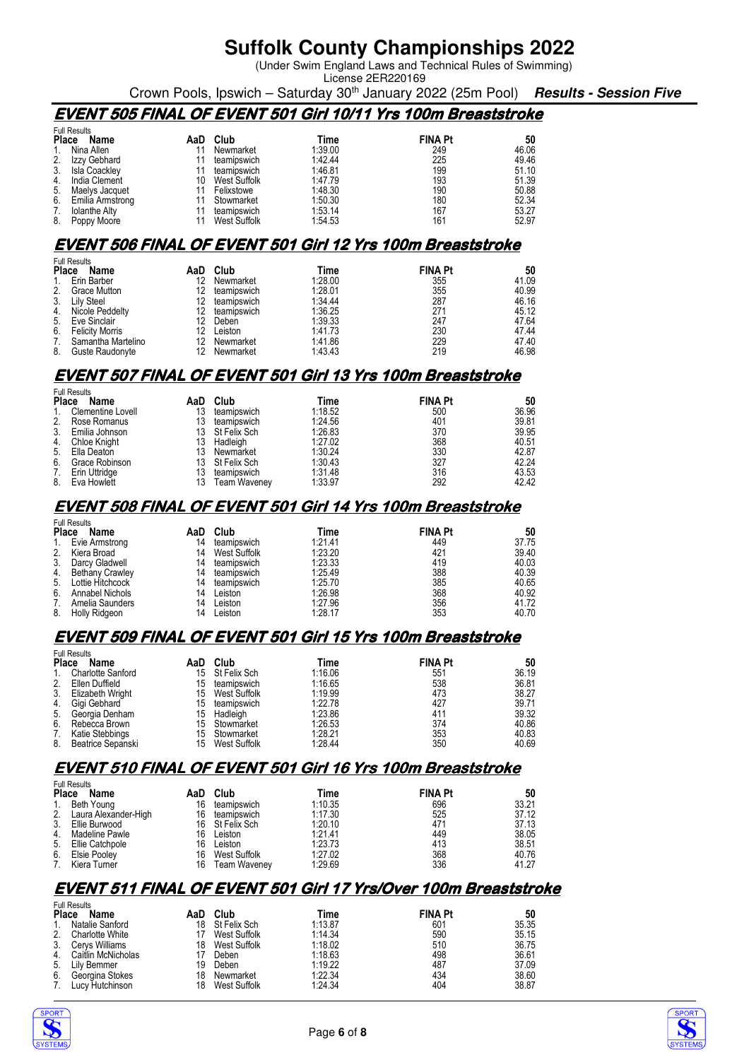# Suffolk County Championships 2022

(Under Swim England Laws and Technical Rules of Swimming)
License 2ER220169

Crown Pools, Ipswich – Saturday 30th January 2022 (25m Pool) ***Results - Session Five***

## EVENT 505 FINAL OF EVENT 501 Girl 10/11 Yrs 100m Breaststroke

Full Results

| Place | Name | AaD | Club | Time | FINA Pt | 50 |
|---|---|---|---|---|---|---|
| 1. | Nina Allen | 11 | Newmarket | 1:39.00 | 249 | 46.06 |
| 2. | Izzy Gebhard | 11 | teamipswich | 1:42.44 | 225 | 49.46 |
| 3. | Isla Coackley | 11 | teamipswich | 1:46.81 | 199 | 51.10 |
| 4. | India Clement | 10 | West Suffolk | 1:47.79 | 193 | 51.39 |
| 5. | Maelys Jacquet | 11 | Felixstowe | 1:48.30 | 190 | 50.88 |
| 6. | Emilia Armstrong | 11 | Stowmarket | 1:50.30 | 180 | 52.34 |
| 7. | Iolanthe Alty | 11 | teamipswich | 1:53.14 | 167 | 53.27 |
| 8. | Poppy Moore | 11 | West Suffolk | 1:54.53 | 161 | 52.97 |

## EVENT 506 FINAL OF EVENT 501 Girl 12 Yrs 100m Breaststroke

Full Results

| Place | Name | AaD | Club | Time | FINA Pt | 50 |
|---|---|---|---|---|---|---|
| 1. | Erin Barber | 12 | Newmarket | 1:28.00 | 355 | 41.09 |
| 2. | Grace Mutton | 12 | teamipswich | 1:28.01 | 355 | 40.99 |
| 3. | Lily Steel | 12 | teamipswich | 1:34.44 | 287 | 46.16 |
| 4. | Nicole Peddelty | 12 | teamipswich | 1:36.25 | 271 | 45.12 |
| 5. | Eve Sinclair | 12 | Deben | 1:39.33 | 247 | 47.64 |
| 6. | Felicity Morris | 12 | Leiston | 1:41.73 | 230 | 47.44 |
| 7. | Samantha Martelino | 12 | Newmarket | 1:41.86 | 229 | 47.40 |
| 8. | Guste Raudonyte | 12 | Newmarket | 1:43.43 | 219 | 46.98 |

## EVENT 507 FINAL OF EVENT 501 Girl 13 Yrs 100m Breaststroke

Full Results

| Place | Name | AaD | Club | Time | FINA Pt | 50 |
|---|---|---|---|---|---|---|
| 1. | Clementine Lovell | 13 | teamipswich | 1:18.52 | 500 | 36.96 |
| 2. | Rose Romanus | 13 | teamipswich | 1:24.56 | 401 | 39.81 |
| 3. | Emilia Johnson | 13 | St Felix Sch | 1:26.83 | 370 | 39.95 |
| 4. | Chloe Knight | 13 | Hadleigh | 1:27.02 | 368 | 40.51 |
| 5. | Ella Deaton | 13 | Newmarket | 1:30.24 | 330 | 42.87 |
| 6. | Grace Robinson | 13 | St Felix Sch | 1:30.43 | 327 | 42.24 |
| 7. | Erin Uttridge | 13 | teamipswich | 1:31.48 | 316 | 43.53 |
| 8. | Eva Howlett | 13 | Team Waveney | 1:33.97 | 292 | 42.42 |

## EVENT 508 FINAL OF EVENT 501 Girl 14 Yrs 100m Breaststroke

Full Results

| Place | Name | AaD | Club | Time | FINA Pt | 50 |
|---|---|---|---|---|---|---|
| 1. | Evie Armstrong | 14 | teamipswich | 1:21.41 | 449 | 37.75 |
| 2. | Kiera Broad | 14 | West Suffolk | 1:23.20 | 421 | 39.40 |
| 3. | Darcy Gladwell | 14 | teamipswich | 1:23.33 | 419 | 40.03 |
| 4. | Bethany Crawley | 14 | teamipswich | 1:25.49 | 388 | 40.39 |
| 5. | Lottie Hitchcock | 14 | teamipswich | 1:25.70 | 385 | 40.65 |
| 6. | Annabel Nichols | 14 | Leiston | 1:26.98 | 368 | 40.92 |
| 7. | Amelia Saunders | 14 | Leiston | 1:27.96 | 356 | 41.72 |
| 8. | Holly Ridgeon | 14 | Leiston | 1:28.17 | 353 | 40.70 |

## EVENT 509 FINAL OF EVENT 501 Girl 15 Yrs 100m Breaststroke

Full Results

| Place | Name | AaD | Club | Time | FINA Pt | 50 |
|---|---|---|---|---|---|---|
| 1. | Charlotte Sanford | 15 | St Felix Sch | 1:16.06 | 551 | 36.19 |
| 2. | Ellen Duffield | 15 | teamipswich | 1:16.65 | 538 | 36.81 |
| 3. | Elizabeth Wright | 15 | West Suffolk | 1:19.99 | 473 | 38.27 |
| 4. | Gigi Gebhard | 15 | teamipswich | 1:22.78 | 427 | 39.71 |
| 5. | Georgia Denham | 15 | Hadleigh | 1:23.86 | 411 | 39.32 |
| 6. | Rebecca Brown | 15 | Stowmarket | 1:26.53 | 374 | 40.86 |
| 7. | Katie Stebbings | 15 | Stowmarket | 1:28.21 | 353 | 40.83 |
| 8. | Beatrice Sepanski | 15 | West Suffolk | 1:28.44 | 350 | 40.69 |

## EVENT 510 FINAL OF EVENT 501 Girl 16 Yrs 100m Breaststroke

Full Results

| Place | Name | AaD | Club | Time | FINA Pt | 50 |
|---|---|---|---|---|---|---|
| 1. | Beth Young | 16 | teamipswich | 1:10.35 | 696 | 33.21 |
| 2. | Laura Alexander-High | 16 | teamipswich | 1:17.30 | 525 | 37.12 |
| 3. | Ellie Burwood | 16 | St Felix Sch | 1:20.10 | 471 | 37.13 |
| 4. | Madeline Pawle | 16 | Leiston | 1:21.41 | 449 | 38.05 |
| 5. | Ellie Catchpole | 16 | Leiston | 1:23.73 | 413 | 38.51 |
| 6. | Elsie Pooley | 16 | West Suffolk | 1:27.02 | 368 | 40.76 |
| 7. | Kiera Turner | 16 | Team Waveney | 1:29.69 | 336 | 41.27 |

## EVENT 511 FINAL OF EVENT 501 Girl 17 Yrs/Over 100m Breaststroke

Full Results

| Place | Name | AaD | Club | Time | FINA Pt | 50 |
|---|---|---|---|---|---|---|
| 1. | Natalie Sanford | 18 | St Felix Sch | 1:13.87 | 601 | 35.35 |
| 2. | Charlotte White | 17 | West Suffolk | 1:14.34 | 590 | 35.15 |
| 3. | Cerys Williams | 18 | West Suffolk | 1:18.02 | 510 | 36.75 |
| 4. | Caitlin McNicholas | 17 | Deben | 1:18.63 | 498 | 36.61 |
| 5. | Lily Bemmer | 19 | Deben | 1:19.22 | 487 | 37.09 |
| 6. | Georgina Stokes | 18 | Newmarket | 1:22.34 | 434 | 38.60 |
| 7. | Lucy Hutchinson | 18 | West Suffolk | 1:24.34 | 404 | 38.87 |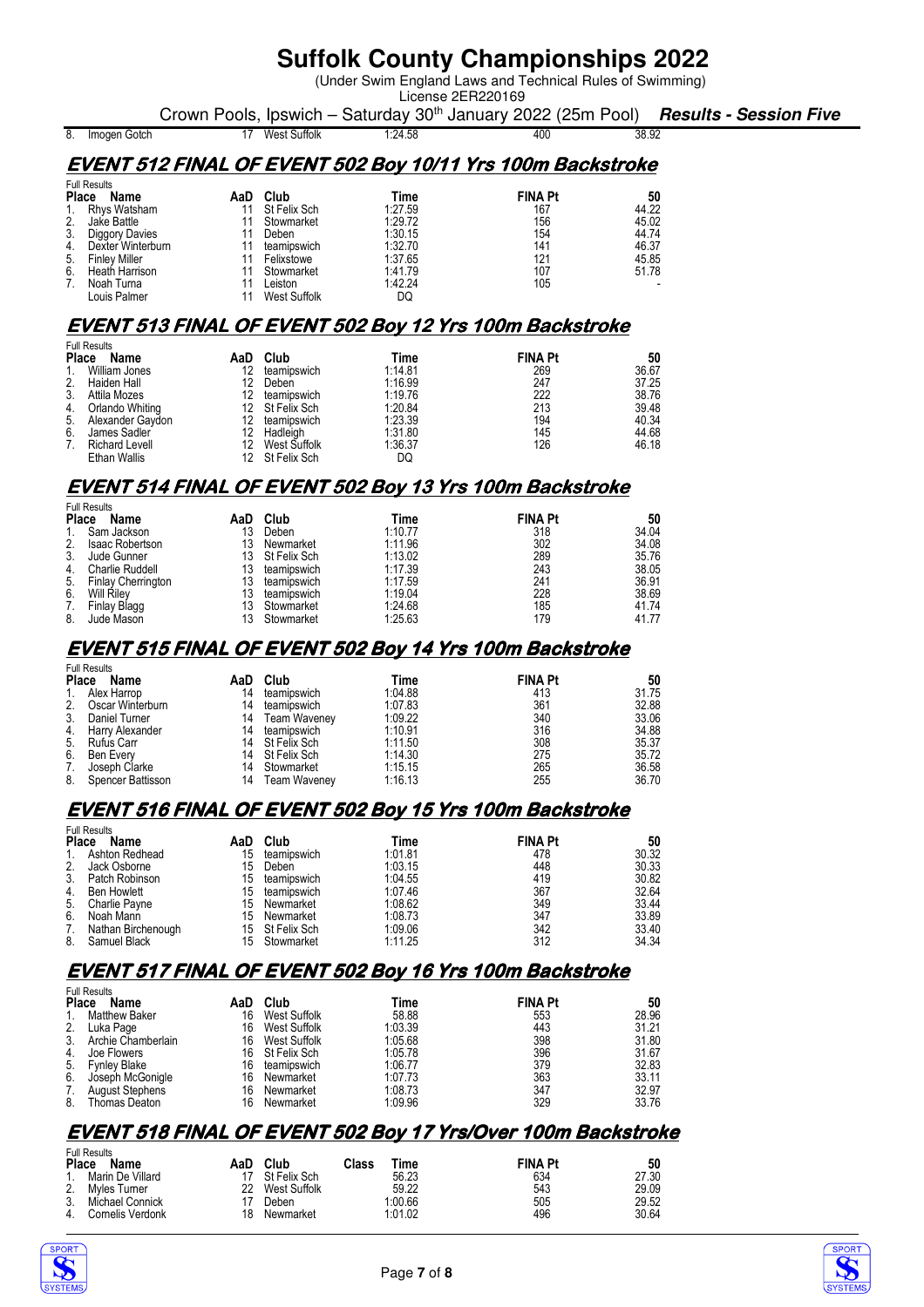# Suffolk County Championships 2022

(Under Swim England Laws and Technical Rules of Swimming)
License 2ER220169

Crown Pools, Ipswich – Saturday 30th January 2022 (25m Pool) ***Results - Session Five***

| Place | Name | AaD | Club | Time | FINA Pt | 50 |
|---|---|---|---|---|---|---|
| 8. | Imogen Gotch | 17 | West Suffolk | 1:24.58 | 400 | 38.92 |

## EVENT 512 FINAL OF EVENT 502 Boy 10/11 Yrs 100m Backstroke

Full Results

| Place | Name | AaD | Club | Time | FINA Pt | 50 |
|---|---|---|---|---|---|---|
| 1. | Rhys Watsham | 11 | St Felix Sch | 1:27.59 | 167 | 44.22 |
| 2. | Jake Battle | 11 | Stowmarket | 1:29.72 | 156 | 45.02 |
| 3. | Diggory Davies | 11 | Deben | 1:30.15 | 154 | 44.74 |
| 4. | Dexter Winterburn | 11 | teamipswich | 1:32.70 | 141 | 46.37 |
| 5. | Finley Miller | 11 | Felixstowe | 1:37.65 | 121 | 45.85 |
| 6. | Heath Harrison | 11 | Stowmarket | 1:41.79 | 107 | 51.78 |
| 7. | Noah Turna | 11 | Leiston | 1:42.24 | 105 | - |
| | Louis Palmer | 11 | West Suffolk | DQ | | |

## EVENT 513 FINAL OF EVENT 502 Boy 12 Yrs 100m Backstroke

Full Results

| Place | Name | AaD | Club | Time | FINA Pt | 50 |
|---|---|---|---|---|---|---|
| 1. | William Jones | 12 | teamipswich | 1:14.81 | 269 | 36.67 |
| 2. | Haiden Hall | 12 | Deben | 1:16.99 | 247 | 37.25 |
| 3. | Attila Mozes | 12 | teamipswich | 1:19.76 | 222 | 38.76 |
| 4. | Orlando Whiting | 12 | St Felix Sch | 1:20.84 | 213 | 39.48 |
| 5. | Alexander Gaydon | 12 | teamipswich | 1:23.39 | 194 | 40.34 |
| 6. | James Sadler | 12 | Hadleigh | 1:31.80 | 145 | 44.68 |
| 7. | Richard Levell | 12 | West Suffolk | 1:36.37 | 126 | 46.18 |
| | Ethan Wallis | 12 | St Felix Sch | DQ | | |

## EVENT 514 FINAL OF EVENT 502 Boy 13 Yrs 100m Backstroke

Full Results

| Place | Name | AaD | Club | Time | FINA Pt | 50 |
|---|---|---|---|---|---|---|
| 1. | Sam Jackson | 13 | Deben | 1:10.77 | 318 | 34.04 |
| 2. | Isaac Robertson | 13 | Newmarket | 1:11.96 | 302 | 34.08 |
| 3. | Jude Gunner | 13 | St Felix Sch | 1:13.02 | 289 | 35.76 |
| 4. | Charlie Ruddell | 13 | teamipswich | 1:17.39 | 243 | 38.05 |
| 5. | Finlay Cherrington | 13 | teamipswich | 1:17.59 | 241 | 36.91 |
| 6. | Will Riley | 13 | teamipswich | 1:19.04 | 228 | 38.69 |
| 7. | Finlay Blagg | 13 | Stowmarket | 1:24.68 | 185 | 41.74 |
| 8. | Jude Mason | 13 | Stowmarket | 1:25.63 | 179 | 41.77 |

## EVENT 515 FINAL OF EVENT 502 Boy 14 Yrs 100m Backstroke

Full Results

| Place | Name | AaD | Club | Time | FINA Pt | 50 |
|---|---|---|---|---|---|---|
| 1. | Alex Harrop | 14 | teamipswich | 1:04.88 | 413 | 31.75 |
| 2. | Oscar Winterburn | 14 | teamipswich | 1:07.83 | 361 | 32.88 |
| 3. | Daniel Turner | 14 | Team Waveney | 1:09.22 | 340 | 33.06 |
| 4. | Harry Alexander | 14 | teamipswich | 1:10.91 | 316 | 34.88 |
| 5. | Rufus Carr | 14 | St Felix Sch | 1:11.50 | 308 | 35.37 |
| 6. | Ben Every | 14 | St Felix Sch | 1:14.30 | 275 | 35.72 |
| 7. | Joseph Clarke | 14 | Stowmarket | 1:15.15 | 265 | 36.58 |
| 8. | Spencer Battisson | 14 | Team Waveney | 1:16.13 | 255 | 36.70 |

## EVENT 516 FINAL OF EVENT 502 Boy 15 Yrs 100m Backstroke

Full Results

| Place | Name | AaD | Club | Time | FINA Pt | 50 |
|---|---|---|---|---|---|---|
| 1. | Ashton Redhead | 15 | teamipswich | 1:01.81 | 478 | 30.32 |
| 2. | Jack Osborne | 15 | Deben | 1:03.15 | 448 | 30.33 |
| 3. | Patch Robinson | 15 | teamipswich | 1:04.55 | 419 | 30.82 |
| 4. | Ben Howlett | 15 | teamipswich | 1:07.46 | 367 | 32.64 |
| 5. | Charlie Payne | 15 | Newmarket | 1:08.62 | 349 | 33.44 |
| 6. | Noah Mann | 15 | Newmarket | 1:08.73 | 347 | 33.89 |
| 7. | Nathan Birchenough | 15 | St Felix Sch | 1:09.06 | 342 | 33.40 |
| 8. | Samuel Black | 15 | Stowmarket | 1:11.25 | 312 | 34.34 |

## EVENT 517 FINAL OF EVENT 502 Boy 16 Yrs 100m Backstroke

Full Results

| Place | Name | AaD | Club | Time | FINA Pt | 50 |
|---|---|---|---|---|---|---|
| 1. | Matthew Baker | 16 | West Suffolk | 58.88 | 553 | 28.96 |
| 2. | Luka Page | 16 | West Suffolk | 1:03.39 | 443 | 31.21 |
| 3. | Archie Chamberlain | 16 | West Suffolk | 1:05.68 | 398 | 31.80 |
| 4. | Joe Flowers | 16 | St Felix Sch | 1:05.78 | 396 | 31.67 |
| 5. | Fynley Blake | 16 | teamipswich | 1:06.77 | 379 | 32.83 |
| 6. | Joseph McGonigle | 16 | Newmarket | 1:07.73 | 363 | 33.11 |
| 7. | August Stephens | 16 | Newmarket | 1:08.73 | 347 | 32.97 |
| 8. | Thomas Deaton | 16 | Newmarket | 1:09.96 | 329 | 33.76 |

## EVENT 518 FINAL OF EVENT 502 Boy 17 Yrs/Over 100m Backstroke

Full Results

| Place | Name | AaD | Club | Class | Time | FINA Pt | 50 |
|---|---|---|---|---|---|---|---|
| 1. | Marin De Villard | 17 | St Felix Sch | | 56.23 | 634 | 27.30 |
| 2. | Myles Turner | 22 | West Suffolk | | 59.22 | 543 | 29.09 |
| 3. | Michael Connick | 17 | Deben | | 1:00.66 | 505 | 29.52 |
| 4. | Cornelis Verdonk | 18 | Newmarket | | 1:01.02 | 496 | 30.64 |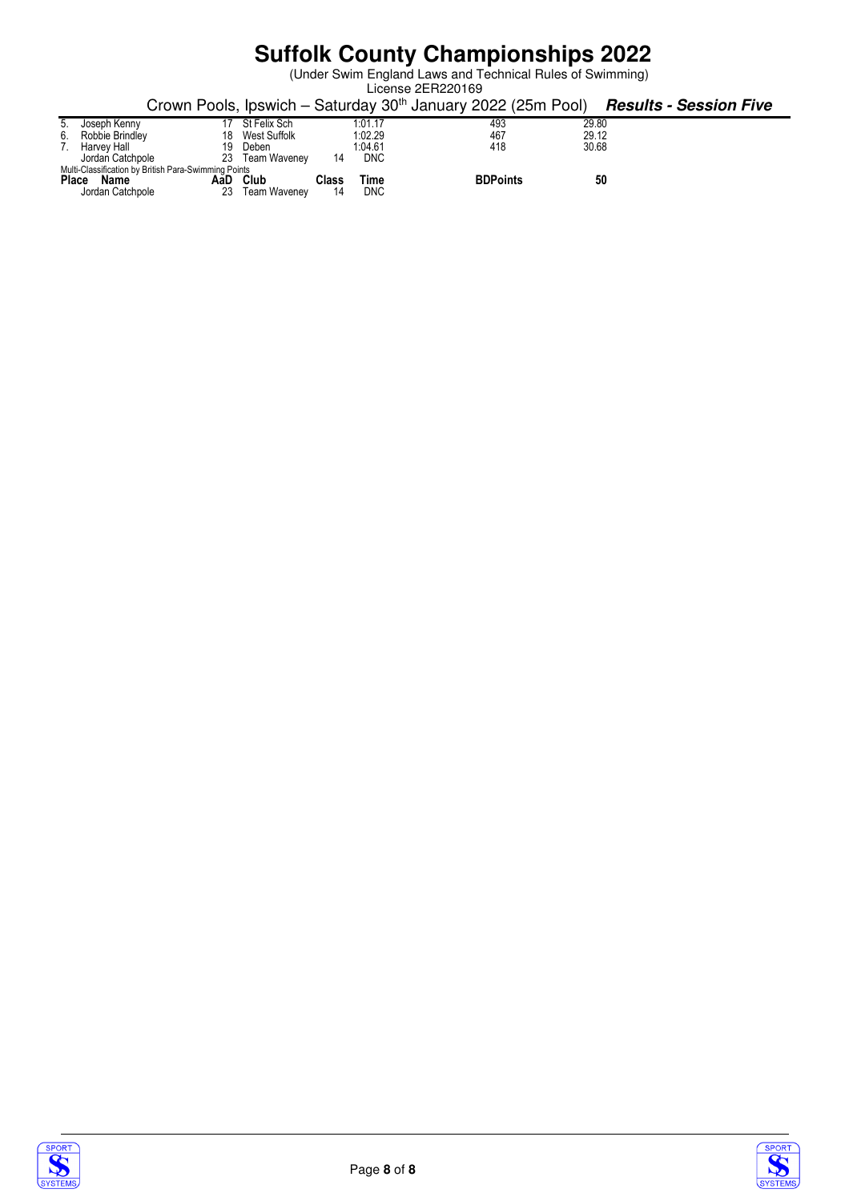# Suffolk County Championships 2022

(Under Swim England Laws and Technical Rules of Swimming)
License 2ER220169

Crown Pools, Ipswich – Saturday 30th January 2022 (25m Pool) ***Results - Session Five***

| | | | | | | | |
|---|---|---|---|---|---|---|---|
| 5. | Joseph Kenny | 17 | St Felix Sch | | 1:01.17 | 493 | 29.80 |
| 6. | Robbie Brindley | 18 | West Suffolk | | 1:02.29 | 467 | 29.12 |
| 7. | Harvey Hall | 19 | Deben | | 1:04.61 | 418 | 30.68 |
| | Jordan Catchpole | 23 | Team Waveney | 14 | DNC | | |

Multi-Classification by British Para-Swimming Points

| Place | Name | AaD | Club | Class | Time | BDPoints | 50 |
|---|---|---|---|---|---|---|---|
| | Jordan Catchpole | 23 | Team Waveney | 14 | DNC | | |